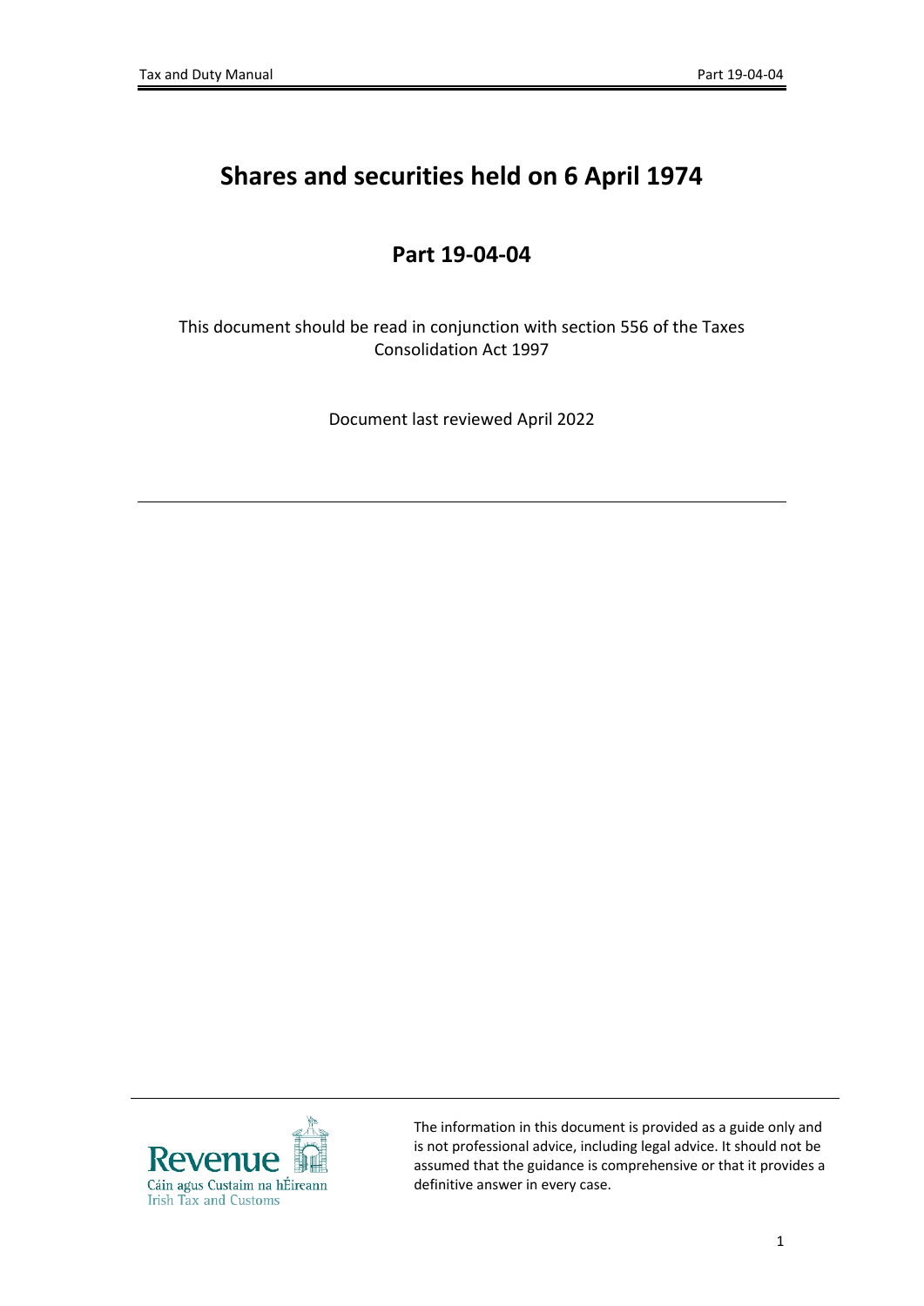# Shares and securities held on 6 April 1974

## Part 19-04-04

This document should be read in conjunction with section 556 of the Taxes Consolidation Act 1997

Document last reviewed April 2022

---

The information in this document is provided as a guide only and is not professional advice, including legal advice. It should not be assumed that the guidance is comprehensive or that it provides a definitive answer in every case.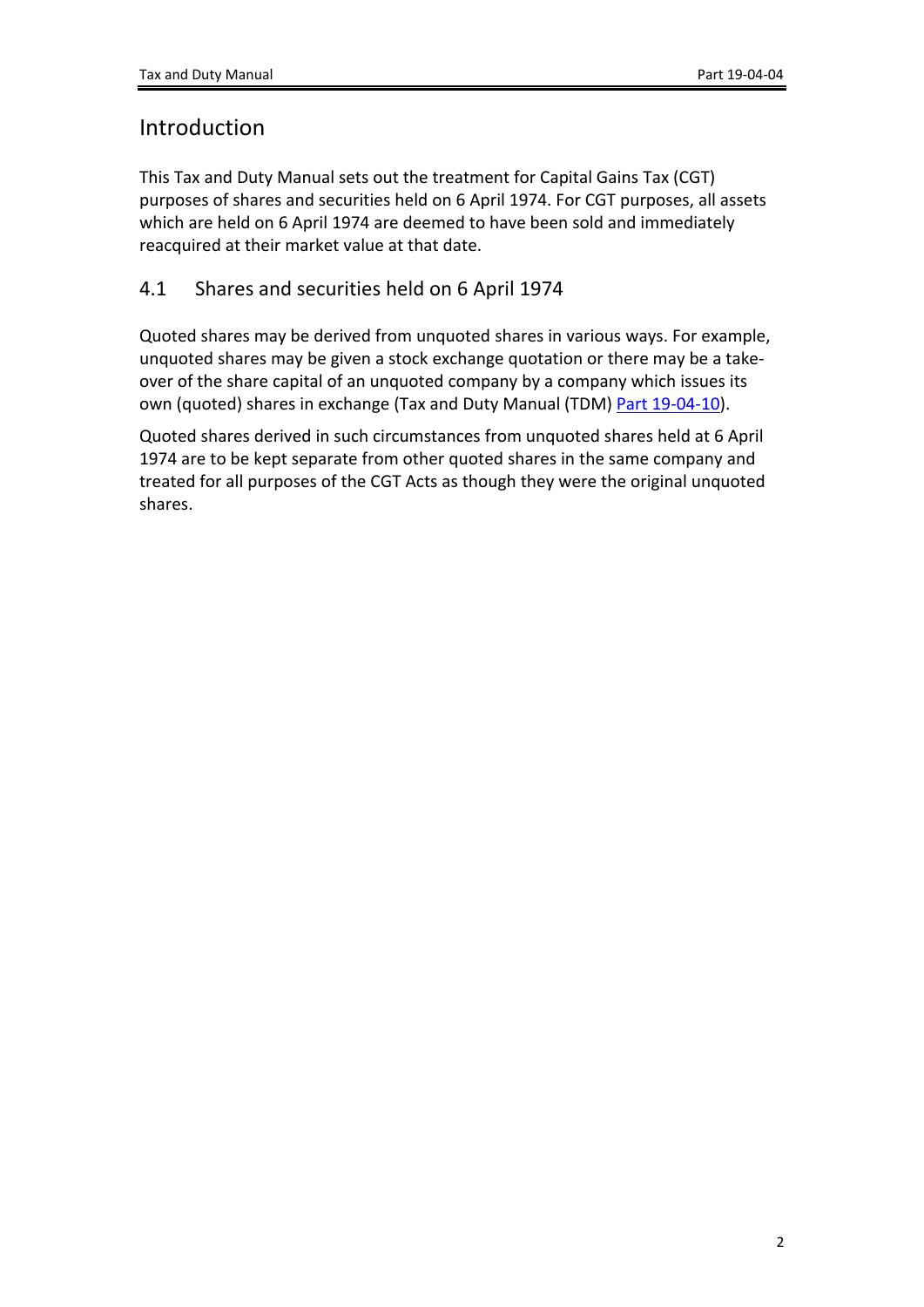# Introduction

This Tax and Duty Manual sets out the treatment for Capital Gains Tax (CGT) purposes of shares and securities held on 6 April 1974. For CGT purposes, all assets which are held on 6 April 1974 are deemed to have been sold and immediately reacquired at their market value at that date.

## 4.1 Shares and securities held on 6 April 1974

Quoted shares may be derived from unquoted shares in various ways. For example, unquoted shares may be given a stock exchange quotation or there may be a take-over of the share capital of an unquoted company by a company which issues its own (quoted) shares in exchange (Tax and Duty Manual (TDM) Part 19-04-10).

Quoted shares derived in such circumstances from unquoted shares held at 6 April 1974 are to be kept separate from other quoted shares in the same company and treated for all purposes of the CGT Acts as though they were the original unquoted shares.